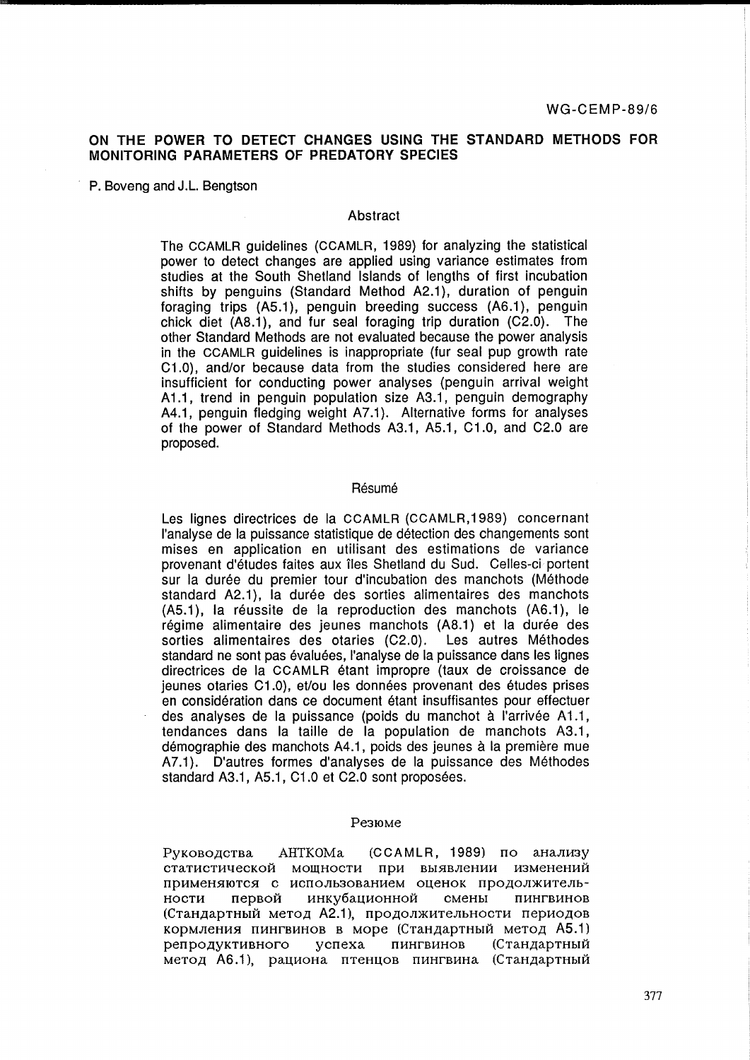WG-CEMP-89/6

# ON THE POWER TO DETECT CHANGES USING THE STANDARD METHODS FOR MONITORING PARAMETERS OF PREDATORY SPECIES

P. Boveng and J.L. Bengtson

## Abstract

The CCAMLR guidelines (CCAMLR, 1989) for analyzing the statistical power to detect changes are applied using variance estimates from studies at the South Shetland Islands of lengths of first incubation shifts by penguins (Standard Method A2.1), duration of penguin foraging trips (A5.1), penguin breeding success (A6.1), penguin chick diet (A8.1), and fur seal foraging trip duration (C2.0). The other Standard Methods are not evaluated because the power analysis in the CCAMLR guidelines is inappropriate (fur seal pup growth rate C1.0), and/or because data from the studies considered here are insufficient for conducting power analyses (penguin arrival weight A1.1, trend in penguin population size A3.1, penguin demography A4.1, penguin fledging weight A7.1). Alternative forms for analyses of the power of Standard Methods A3.1, A5.1, C1.0, and C2.0 are proposed.

## Résumé

Les lignes directrices de la CCAMLR (CCAMLR,1989) concernant l'analyse de la puissance statistique de détection des changements sont mises en application en utilisant des estimations de variance provenant d'études faites aux îles Shetland du Sud. Celles-ci portent sur la durée du premier tour d'incubation des manchots (Méthode standard A2.1), la durée des sorties alimentaires des manchots (A5.1), la réussite de la reproduction des manchots (A6.1), le régime alimentaire des jeunes manchots (A8.1) et la durée des sorties alimentaires des otaries (C2.0). Les autres Méthodes standard ne sont pas évaluées, l'analyse de la puissance dans les lignes directrices de la CCAMLR étant impropre (taux de croissance de jeunes otaries C1.0), et/ou les données provenant des études prises en considération dans ce document étant insuffisantes pour effectuer des analyses de la puissance (poids du manchot à l'arrivée A1.1, tendances dans la taille de la population de manchots A3.1, démographie des manchots A4.1, poids des jeunes à la première mue A7.1). D'autres formes d'analyses de la puissance des Méthodes standard A3.1, A5.1, C1.0 et C2.0 sont proposées.

## Резюме

Руководства АНТКОМа (CCAMLR, 1989) по анализу статистической мощности при выявлении изменений применяются с использованием оценок продолжительности первой инкубационной смены пингвинов (Стандартный метод A2.1), продолжительности периодов кормления пингвинов в море (Стандартный метод A5.1) репродуктивного успеха пингвинов (Стандартный метод A6.1), рациона птенцов пингвина (Стандартный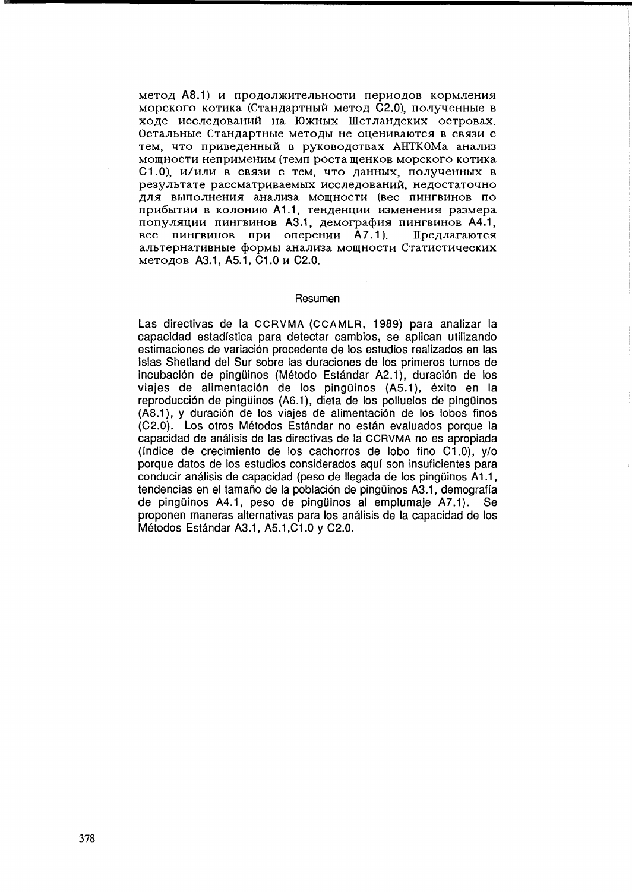метод A8.1) и продолжительности периодов кормления морского котика (Стандартный метод C2.0), полученные в ходе исследований на Южных Шетландских островах. Остальные Стандартные методы не оцениваются в связи с тем, что приведенный в руководствах АНТКОМа анализ мощности неприменим (темп роста щенков морского котика C1.0), и/или в связи с тем, что данных, полученных в результате рассматриваемых исследований, недостаточно для выполнения анализа мощности (вес пингвинов по прибытии в колонию A1.1, тенденции изменения размера популяции пингвинов A3.1, демография пингвинов A4.1, вес пингвинов при оперении A7.1). Предлагаются альтернативные формы анализа мощности Статистических методов A3.1, A5.1, C1.0 и C2.0.

## Resumen

Las directivas de la CCRVMA (CCAMLR, 1989) para analizar la capacidad estadística para detectar cambios, se aplican utilizando estimaciones de variación procedente de los estudios realizados en las Islas Shetland del Sur sobre las duraciones de los primeros turnos de incubación de pingüinos (Método Estándar A2.1), duración de los viajes de alimentación de los pingüinos (A5.1), éxito en la reproducción de pingüinos (A6.1), dieta de los polluelos de pingüinos (A8.1), y duración de los viajes de alimentación de los lobos finos (C2.0). Los otros Métodos Estándar no están evaluados porque la capacidad de análisis de las directivas de la CCRVMA no es apropiada (índice de crecimiento de los cachorros de lobo fino C1.0), y/o porque datos de los estudios considerados aquí son insuficientes para conducir análisis de capacidad (peso de llegada de los pingüinos A1.1, tendencias en el tamaño de la población de pingüinos A3.1, demografía de pingüinos A4.1, peso de pingüinos al emplumaje A7.1). Se proponen maneras alternativas para los análisis de la capacidad de los Métodos Estándar A3.1, A5.1,C1.0 y C2.0.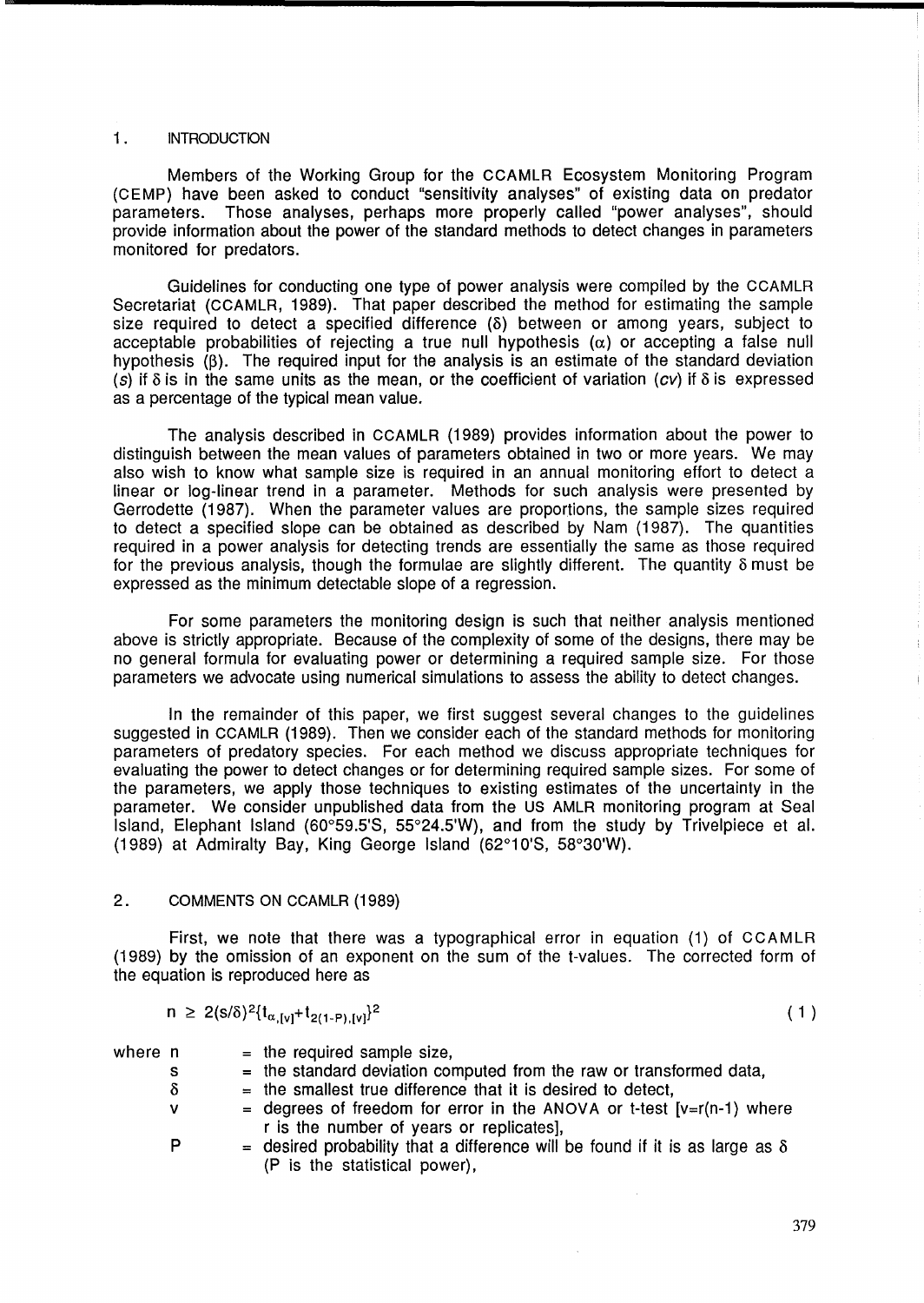## 1. INTRODUCTION

Members of the Working Group for the CCAMLR Ecosystem Monitoring Program (CEMP) have been asked to conduct "sensitivity analyses" of existing data on predator parameters. Those analyses, perhaps more properly called "power analyses", should provide information about the power of the standard methods to detect changes in parameters monitored for predators.

Guidelines for conducting one type of power analysis were compiled by the CCAMLR Secretariat (CCAMLR, 1989). That paper described the method for estimating the sample size required to detect a specified difference ($\delta$) between or among years, subject to acceptable probabilities of rejecting a true null hypothesis ($\alpha$) or accepting a false null hypothesis ($\beta$). The required input for the analysis is an estimate of the standard deviation ($s$) if $\delta$ is in the same units as the mean, or the coefficient of variation ($cv$) if $\delta$ is expressed as a percentage of the typical mean value.

The analysis described in CCAMLR (1989) provides information about the power to distinguish between the mean values of parameters obtained in two or more years. We may also wish to know what sample size is required in an annual monitoring effort to detect a linear or log-linear trend in a parameter. Methods for such analysis were presented by Gerrodette (1987). When the parameter values are proportions, the sample sizes required to detect a specified slope can be obtained as described by Nam (1987). The quantities required in a power analysis for detecting trends are essentially the same as those required for the previous analysis, though the formulae are slightly different. The quantity $\delta$ must be expressed as the minimum detectable slope of a regression.

For some parameters the monitoring design is such that neither analysis mentioned above is strictly appropriate. Because of the complexity of some of the designs, there may be no general formula for evaluating power or determining a required sample size. For those parameters we advocate using numerical simulations to assess the ability to detect changes.

In the remainder of this paper, we first suggest several changes to the guidelines suggested in CCAMLR (1989). Then we consider each of the standard methods for monitoring parameters of predatory species. For each method we discuss appropriate techniques for evaluating the power to detect changes or for determining required sample sizes. For some of the parameters, we apply those techniques to existing estimates of the uncertainty in the parameter. We consider unpublished data from the US AMLR monitoring program at Seal Island, Elephant Island (60°59.5'S, 55°24.5'W), and from the study by Trivelpiece et al. (1989) at Admiralty Bay, King George Island (62°10'S, 58°30'W).

## 2. COMMENTS ON CCAMLR (1989)

First, we note that there was a typographical error in equation (1) of CCAMLR (1989) by the omission of an exponent on the sum of the t-values. The corrected form of the equation is reproduced here as

$$n \geq 2(s/\delta)^2\{t_{\alpha,[v]}+t_{2(1-P),[v]}\}^2 \tag{1}$$

where
- $n$ = the required sample size,
- $s$ = the standard deviation computed from the raw or transformed data,
- $\delta$ = the smallest true difference that it is desired to detect,
- $v$ = degrees of freedom for error in the ANOVA or t-test [$v=r(n-1)$ where $r$ is the number of years or replicates],
- $P$ = desired probability that a difference will be found if it is as large as $\delta$ ($P$ is the statistical power),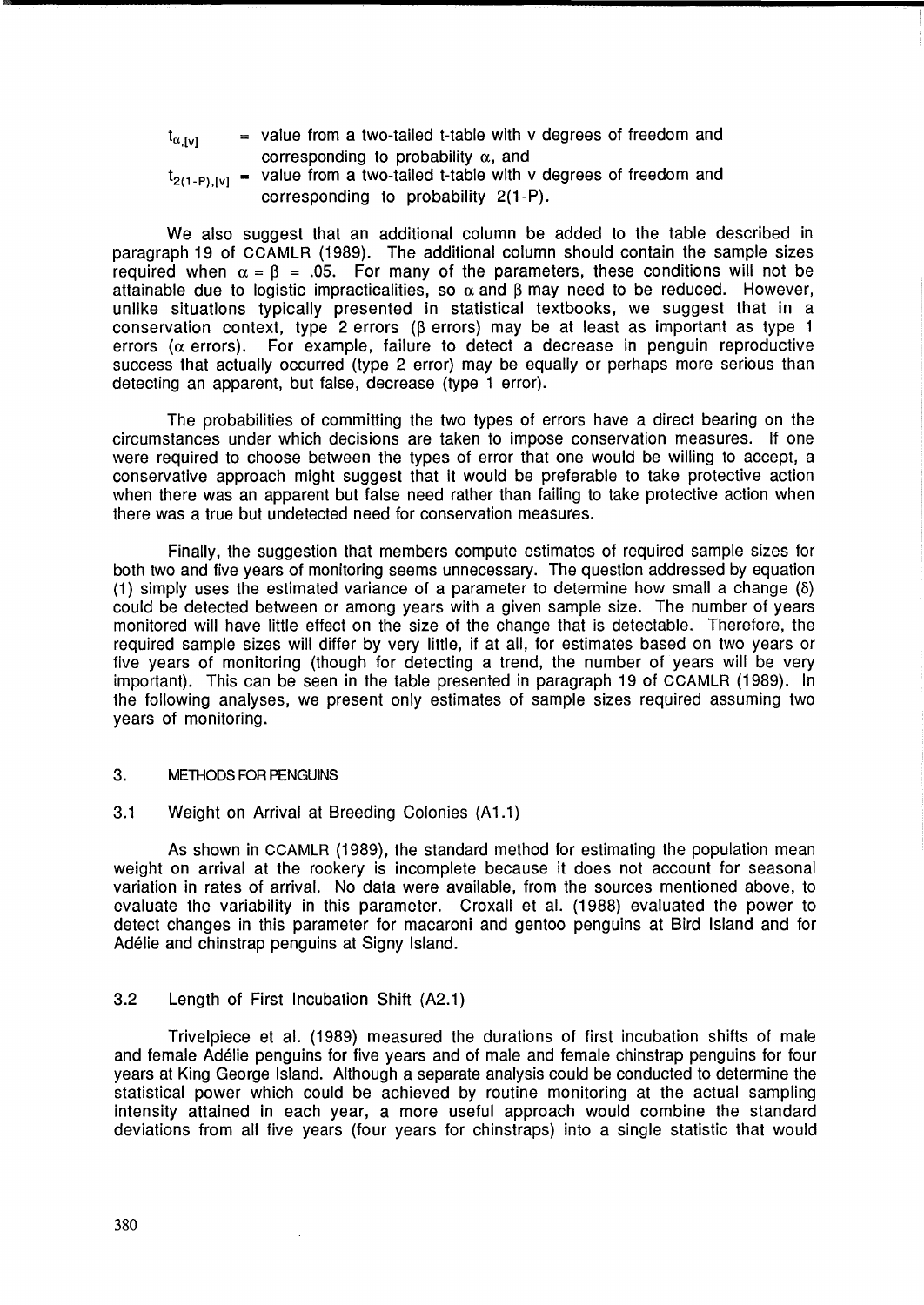$t_{\alpha,[v]}$ = value from a two-tailed t-table with v degrees of freedom and corresponding to probability $\alpha$, and

$t_{2(1-P),[v]}$ = value from a two-tailed t-table with v degrees of freedom and corresponding to probability 2(1-P).

We also suggest that an additional column be added to the table described in paragraph 19 of CCAMLR (1989). The additional column should contain the sample sizes required when $\alpha = \beta = .05$. For many of the parameters, these conditions will not be attainable due to logistic impracticalities, so $\alpha$ and $\beta$ may need to be reduced. However, unlike situations typically presented in statistical textbooks, we suggest that in a conservation context, type 2 errors ($\beta$ errors) may be at least as important as type 1 errors ($\alpha$ errors). For example, failure to detect a decrease in penguin reproductive success that actually occurred (type 2 error) may be equally or perhaps more serious than detecting an apparent, but false, decrease (type 1 error).

The probabilities of committing the two types of errors have a direct bearing on the circumstances under which decisions are taken to impose conservation measures. If one were required to choose between the types of error that one would be willing to accept, a conservative approach might suggest that it would be preferable to take protective action when there was an apparent but false need rather than failing to take protective action when there was a true but undetected need for conservation measures.

Finally, the suggestion that members compute estimates of required sample sizes for both two and five years of monitoring seems unnecessary. The question addressed by equation (1) simply uses the estimated variance of a parameter to determine how small a change ($\delta$) could be detected between or among years with a given sample size. The number of years monitored will have little effect on the size of the change that is detectable. Therefore, the required sample sizes will differ by very little, if at all, for estimates based on two years or five years of monitoring (though for detecting a trend, the number of years will be very important). This can be seen in the table presented in paragraph 19 of CCAMLR (1989). In the following analyses, we present only estimates of sample sizes required assuming two years of monitoring.

## 3. METHODS FOR PENGUINS

### 3.1 Weight on Arrival at Breeding Colonies (A1.1)

As shown in CCAMLR (1989), the standard method for estimating the population mean weight on arrival at the rookery is incomplete because it does not account for seasonal variation in rates of arrival. No data were available, from the sources mentioned above, to evaluate the variability in this parameter. Croxall et al. (1988) evaluated the power to detect changes in this parameter for macaroni and gentoo penguins at Bird Island and for Adélie and chinstrap penguins at Signy Island.

### 3.2 Length of First Incubation Shift (A2.1)

Trivelpiece et al. (1989) measured the durations of first incubation shifts of male and female Adélie penguins for five years and of male and female chinstrap penguins for four years at King George Island. Although a separate analysis could be conducted to determine the statistical power which could be achieved by routine monitoring at the actual sampling intensity attained in each year, a more useful approach would combine the standard deviations from all five years (four years for chinstraps) into a single statistic that would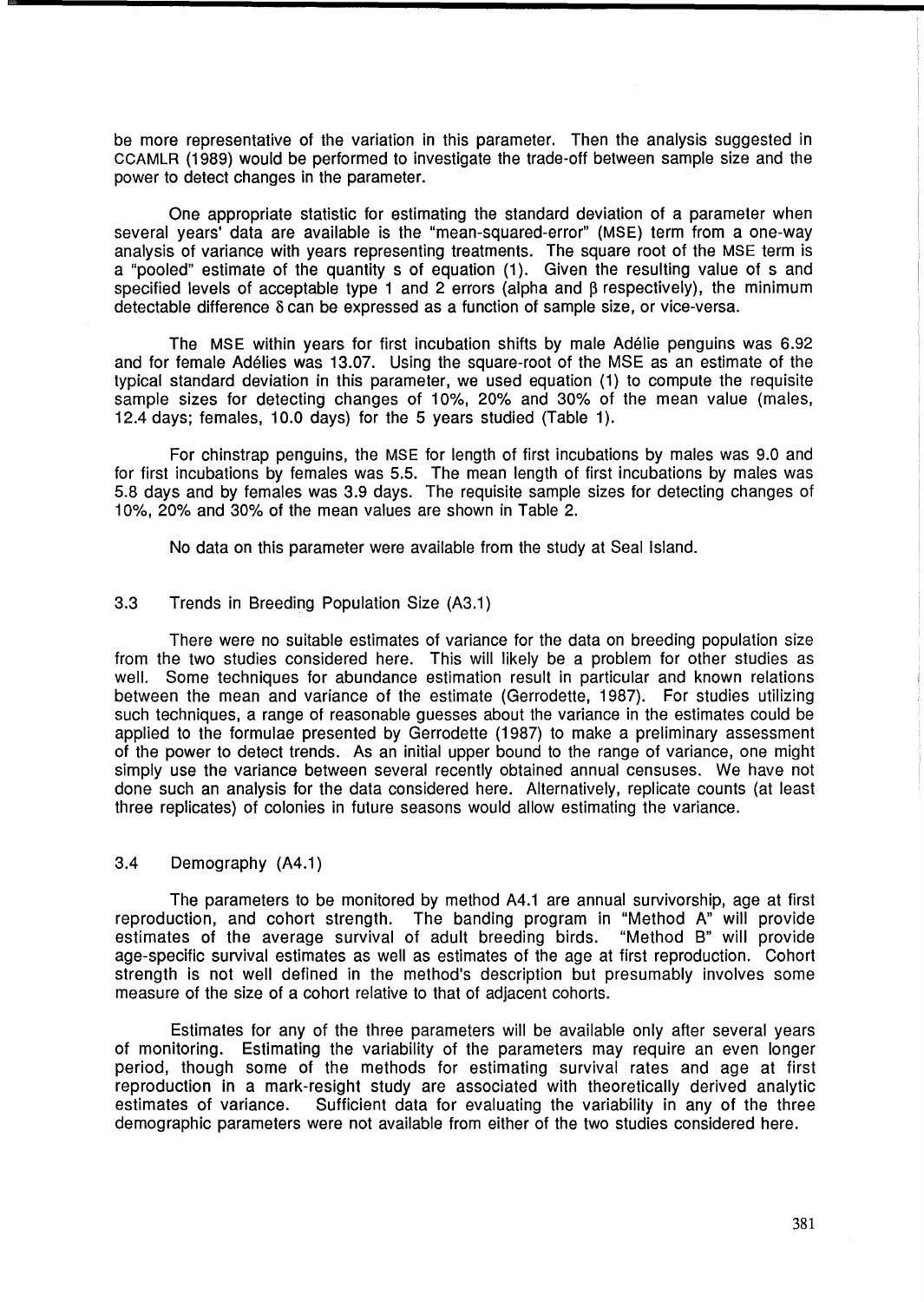be more representative of the variation in this parameter. Then the analysis suggested in CCAMLR (1989) would be performed to investigate the trade-off between sample size and the power to detect changes in the parameter.

One appropriate statistic for estimating the standard deviation of a parameter when several years' data are available is the "mean-squared-error" (MSE) term from a one-way analysis of variance with years representing treatments. The square root of the MSE term is a "pooled" estimate of the quantity s of equation (1). Given the resulting value of s and specified levels of acceptable type 1 and 2 errors (alpha and $\beta$ respectively), the minimum detectable difference $\delta$ can be expressed as a function of sample size, or vice-versa.

The MSE within years for first incubation shifts by male Adélie penguins was 6.92 and for female Adélies was 13.07. Using the square-root of the MSE as an estimate of the typical standard deviation in this parameter, we used equation (1) to compute the requisite sample sizes for detecting changes of 10%, 20% and 30% of the mean value (males, 12.4 days; females, 10.0 days) for the 5 years studied (Table 1).

For chinstrap penguins, the MSE for length of first incubations by males was 9.0 and for first incubations by females was 5.5. The mean length of first incubations by males was 5.8 days and by females was 3.9 days. The requisite sample sizes for detecting changes of 10%, 20% and 30% of the mean values are shown in Table 2.

No data on this parameter were available from the study at Seal Island.

## 3.3 Trends in Breeding Population Size (A3.1)

There were no suitable estimates of variance for the data on breeding population size from the two studies considered here. This will likely be a problem for other studies as well. Some techniques for abundance estimation result in particular and known relations between the mean and variance of the estimate (Gerrodette, 1987). For studies utilizing such techniques, a range of reasonable guesses about the variance in the estimates could be applied to the formulae presented by Gerrodette (1987) to make a preliminary assessment of the power to detect trends. As an initial upper bound to the range of variance, one might simply use the variance between several recently obtained annual censuses. We have not done such an analysis for the data considered here. Alternatively, replicate counts (at least three replicates) of colonies in future seasons would allow estimating the variance.

## 3.4 Demography (A4.1)

The parameters to be monitored by method A4.1 are annual survivorship, age at first reproduction, and cohort strength. The banding program in "Method A" will provide estimates of the average survival of adult breeding birds. "Method B" will provide age-specific survival estimates as well as estimates of the age at first reproduction. Cohort strength is not well defined in the method's description but presumably involves some measure of the size of a cohort relative to that of adjacent cohorts.

Estimates for any of the three parameters will be available only after several years of monitoring. Estimating the variability of the parameters may require an even longer period, though some of the methods for estimating survival rates and age at first reproduction in a mark-resight study are associated with theoretically derived analytic estimates of variance. Sufficient data for evaluating the variability in any of the three demographic parameters were not available from either of the two studies considered here.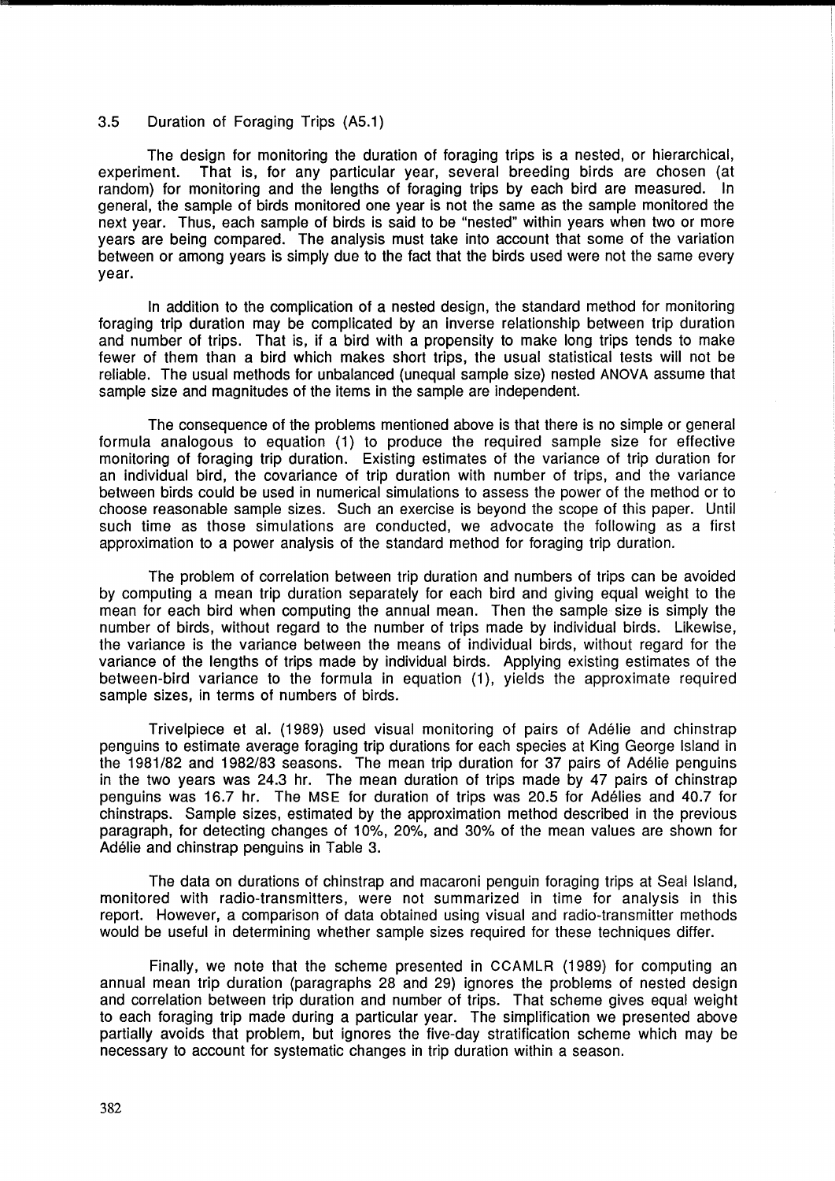### 3.5 Duration of Foraging Trips (A5.1)

The design for monitoring the duration of foraging trips is a nested, or hierarchical, experiment. That is, for any particular year, several breeding birds are chosen (at random) for monitoring and the lengths of foraging trips by each bird are measured. In general, the sample of birds monitored one year is not the same as the sample monitored the next year. Thus, each sample of birds is said to be "nested" within years when two or more years are being compared. The analysis must take into account that some of the variation between or among years is simply due to the fact that the birds used were not the same every year.

In addition to the complication of a nested design, the standard method for monitoring foraging trip duration may be complicated by an inverse relationship between trip duration and number of trips. That is, if a bird with a propensity to make long trips tends to make fewer of them than a bird which makes short trips, the usual statistical tests will not be reliable. The usual methods for unbalanced (unequal sample size) nested ANOVA assume that sample size and magnitudes of the items in the sample are independent.

The consequence of the problems mentioned above is that there is no simple or general formula analogous to equation (1) to produce the required sample size for effective monitoring of foraging trip duration. Existing estimates of the variance of trip duration for an individual bird, the covariance of trip duration with number of trips, and the variance between birds could be used in numerical simulations to assess the power of the method or to choose reasonable sample sizes. Such an exercise is beyond the scope of this paper. Until such time as those simulations are conducted, we advocate the following as a first approximation to a power analysis of the standard method for foraging trip duration.

The problem of correlation between trip duration and numbers of trips can be avoided by computing a mean trip duration separately for each bird and giving equal weight to the mean for each bird when computing the annual mean. Then the sample size is simply the number of birds, without regard to the number of trips made by individual birds. Likewise, the variance is the variance between the means of individual birds, without regard for the variance of the lengths of trips made by individual birds. Applying existing estimates of the between-bird variance to the formula in equation (1), yields the approximate required sample sizes, in terms of numbers of birds.

Trivelpiece et al. (1989) used visual monitoring of pairs of Adélie and chinstrap penguins to estimate average foraging trip durations for each species at King George Island in the 1981/82 and 1982/83 seasons. The mean trip duration for 37 pairs of Adélie penguins in the two years was 24.3 hr. The mean duration of trips made by 47 pairs of chinstrap penguins was 16.7 hr. The MSE for duration of trips was 20.5 for Adélies and 40.7 for chinstraps. Sample sizes, estimated by the approximation method described in the previous paragraph, for detecting changes of 10%, 20%, and 30% of the mean values are shown for Adélie and chinstrap penguins in Table 3.

The data on durations of chinstrap and macaroni penguin foraging trips at Seal Island, monitored with radio-transmitters, were not summarized in time for analysis in this report. However, a comparison of data obtained using visual and radio-transmitter methods would be useful in determining whether sample sizes required for these techniques differ.

Finally, we note that the scheme presented in CCAMLR (1989) for computing an annual mean trip duration (paragraphs 28 and 29) ignores the problems of nested design and correlation between trip duration and number of trips. That scheme gives equal weight to each foraging trip made during a particular year. The simplification we presented above partially avoids that problem, but ignores the five-day stratification scheme which may be necessary to account for systematic changes in trip duration within a season.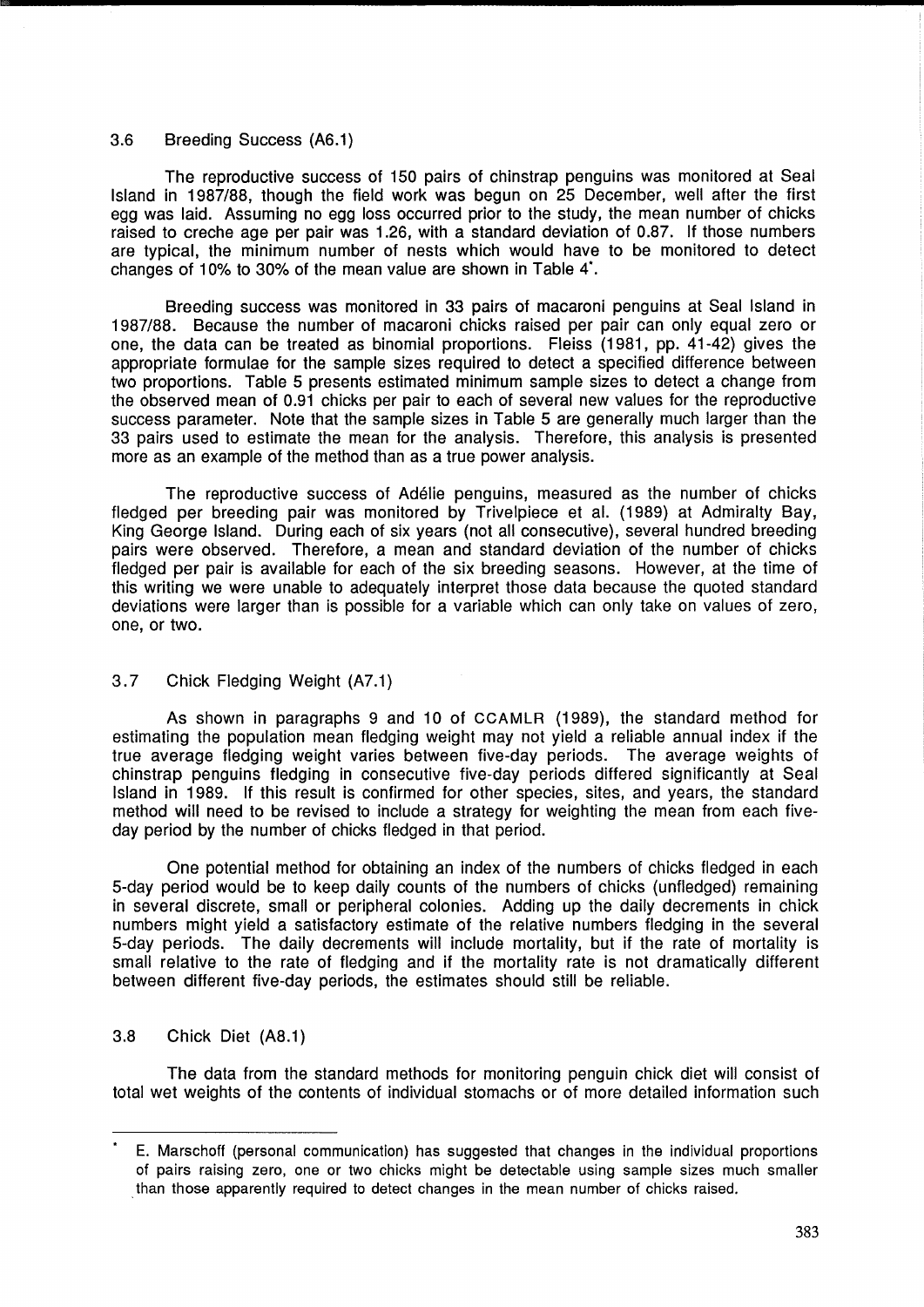### 3.6 Breeding Success (A6.1)

The reproductive success of 150 pairs of chinstrap penguins was monitored at Seal Island in 1987/88, though the field work was begun on 25 December, well after the first egg was laid. Assuming no egg loss occurred prior to the study, the mean number of chicks raised to creche age per pair was 1.26, with a standard deviation of 0.87. If those numbers are typical, the minimum number of nests which would have to be monitored to detect changes of 10% to 30% of the mean value are shown in Table 4*.

Breeding success was monitored in 33 pairs of macaroni penguins at Seal Island in 1987/88. Because the number of macaroni chicks raised per pair can only equal zero or one, the data can be treated as binomial proportions. Fleiss (1981, pp. 41-42) gives the appropriate formulae for the sample sizes required to detect a specified difference between two proportions. Table 5 presents estimated minimum sample sizes to detect a change from the observed mean of 0.91 chicks per pair to each of several new values for the reproductive success parameter. Note that the sample sizes in Table 5 are generally much larger than the 33 pairs used to estimate the mean for the analysis. Therefore, this analysis is presented more as an example of the method than as a true power analysis.

The reproductive success of Adélie penguins, measured as the number of chicks fledged per breeding pair was monitored by Trivelpiece et al. (1989) at Admiralty Bay, King George Island. During each of six years (not all consecutive), several hundred breeding pairs were observed. Therefore, a mean and standard deviation of the number of chicks fledged per pair is available for each of the six breeding seasons. However, at the time of this writing we were unable to adequately interpret those data because the quoted standard deviations were larger than is possible for a variable which can only take on values of zero, one, or two.

### 3.7 Chick Fledging Weight (A7.1)

As shown in paragraphs 9 and 10 of CCAMLR (1989), the standard method for estimating the population mean fledging weight may not yield a reliable annual index if the true average fledging weight varies between five-day periods. The average weights of chinstrap penguins fledging in consecutive five-day periods differed significantly at Seal Island in 1989. If this result is confirmed for other species, sites, and years, the standard method will need to be revised to include a strategy for weighting the mean from each five-day period by the number of chicks fledged in that period.

One potential method for obtaining an index of the numbers of chicks fledged in each 5-day period would be to keep daily counts of the numbers of chicks (unfledged) remaining in several discrete, small or peripheral colonies. Adding up the daily decrements in chick numbers might yield a satisfactory estimate of the relative numbers fledging in the several 5-day periods. The daily decrements will include mortality, but if the rate of mortality is small relative to the rate of fledging and if the mortality rate is not dramatically different between different five-day periods, the estimates should still be reliable.

### 3.8 Chick Diet (A8.1)

The data from the standard methods for monitoring penguin chick diet will consist of total wet weights of the contents of individual stomachs or of more detailed information such

---

* E. Marschoff (personal communication) has suggested that changes in the individual proportions of pairs raising zero, one or two chicks might be detectable using sample sizes much smaller than those apparently required to detect changes in the mean number of chicks raised.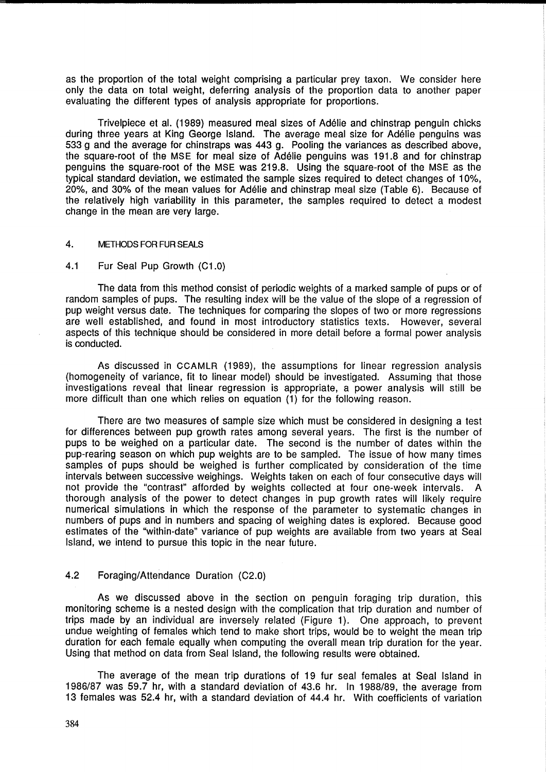as the proportion of the total weight comprising a particular prey taxon. We consider here only the data on total weight, deferring analysis of the proportion data to another paper evaluating the different types of analysis appropriate for proportions.

Trivelpiece et al. (1989) measured meal sizes of Adélie and chinstrap penguin chicks during three years at King George Island. The average meal size for Adélie penguins was 533 g and the average for chinstraps was 443 g. Pooling the variances as described above, the square-root of the MSE for meal size of Adélie penguins was 191.8 and for chinstrap penguins the square-root of the MSE was 219.8. Using the square-root of the MSE as the typical standard deviation, we estimated the sample sizes required to detect changes of 10%, 20%, and 30% of the mean values for Adélie and chinstrap meal size (Table 6). Because of the relatively high variability in this parameter, the samples required to detect a modest change in the mean are very large.

## 4. METHODS FOR FUR SEALS

### 4.1 Fur Seal Pup Growth (C1.0)

The data from this method consist of periodic weights of a marked sample of pups or of random samples of pups. The resulting index will be the value of the slope of a regression of pup weight versus date. The techniques for comparing the slopes of two or more regressions are well established, and found in most introductory statistics texts. However, several aspects of this technique should be considered in more detail before a formal power analysis is conducted.

As discussed in CCAMLR (1989), the assumptions for linear regression analysis (homogeneity of variance, fit to linear model) should be investigated. Assuming that those investigations reveal that linear regression is appropriate, a power analysis will still be more difficult than one which relies on equation (1) for the following reason.

There are two measures of sample size which must be considered in designing a test for differences between pup growth rates among several years. The first is the number of pups to be weighed on a particular date. The second is the number of dates within the pup-rearing season on which pup weights are to be sampled. The issue of how many times samples of pups should be weighed is further complicated by consideration of the time intervals between successive weighings. Weights taken on each of four consecutive days will not provide the "contrast" afforded by weights collected at four one-week intervals. A thorough analysis of the power to detect changes in pup growth rates will likely require numerical simulations in which the response of the parameter to systematic changes in numbers of pups and in numbers and spacing of weighing dates is explored. Because good estimates of the "within-date" variance of pup weights are available from two years at Seal Island, we intend to pursue this topic in the near future.

### 4.2 Foraging/Attendance Duration (C2.0)

As we discussed above in the section on penguin foraging trip duration, this monitoring scheme is a nested design with the complication that trip duration and number of trips made by an individual are inversely related (Figure 1). One approach, to prevent undue weighting of females which tend to make short trips, would be to weight the mean trip duration for each female equally when computing the overall mean trip duration for the year. Using that method on data from Seal Island, the following results were obtained.

The average of the mean trip durations of 19 fur seal females at Seal Island in 1986/87 was 59.7 hr, with a standard deviation of 43.6 hr. In 1988/89, the average from 13 females was 52.4 hr, with a standard deviation of 44.4 hr. With coefficients of variation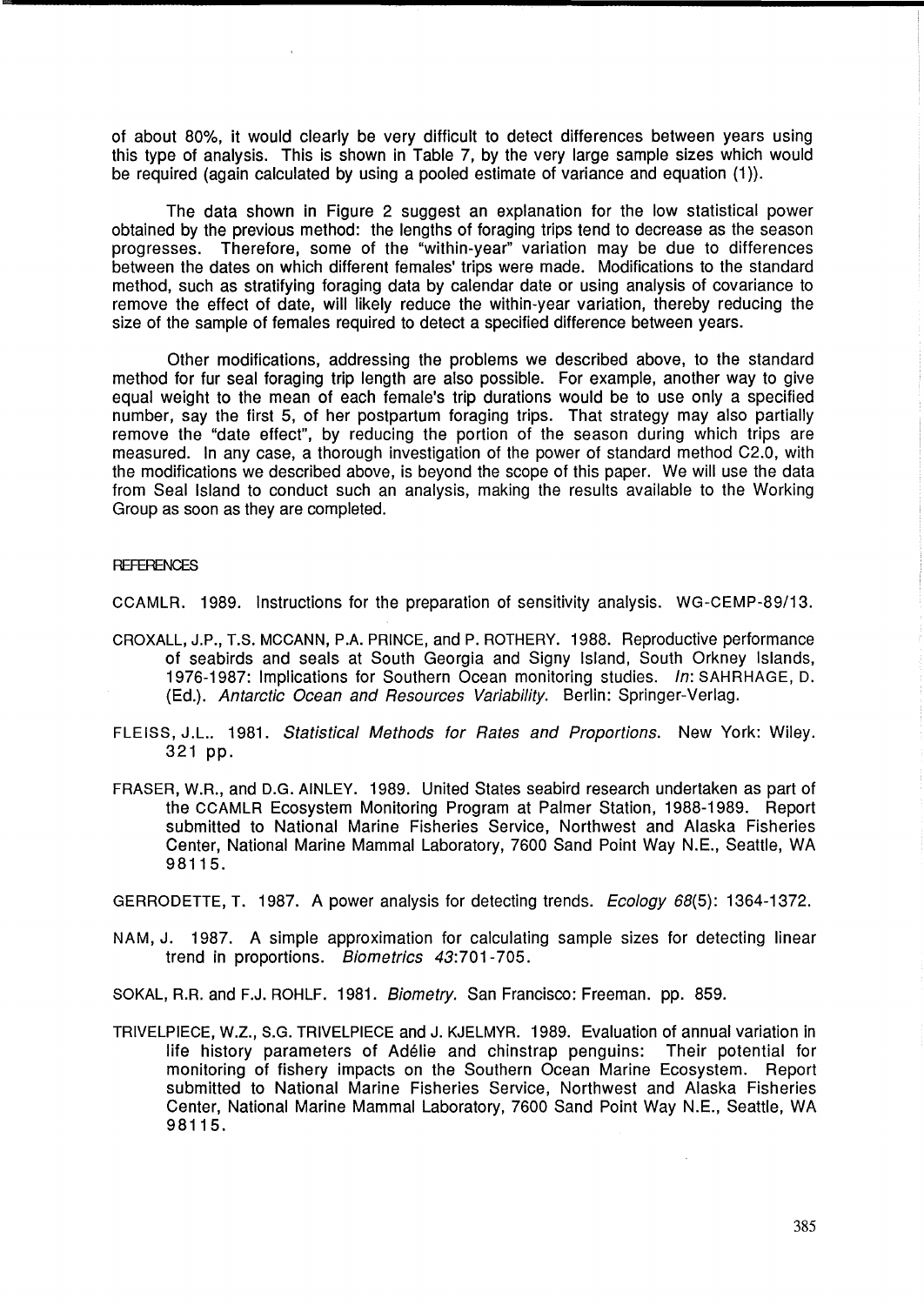of about 80%, it would clearly be very difficult to detect differences between years using this type of analysis. This is shown in Table 7, by the very large sample sizes which would be required (again calculated by using a pooled estimate of variance and equation (1)).

The data shown in Figure 2 suggest an explanation for the low statistical power obtained by the previous method: the lengths of foraging trips tend to decrease as the season progresses. Therefore, some of the "within-year" variation may be due to differences between the dates on which different females' trips were made. Modifications to the standard method, such as stratifying foraging data by calendar date or using analysis of covariance to remove the effect of date, will likely reduce the within-year variation, thereby reducing the size of the sample of females required to detect a specified difference between years.

Other modifications, addressing the problems we described above, to the standard method for fur seal foraging trip length are also possible. For example, another way to give equal weight to the mean of each female's trip durations would be to use only a specified number, say the first 5, of her postpartum foraging trips. That strategy may also partially remove the "date effect", by reducing the portion of the season during which trips are measured. In any case, a thorough investigation of the power of standard method C2.0, with the modifications we described above, is beyond the scope of this paper. We will use the data from Seal Island to conduct such an analysis, making the results available to the Working Group as soon as they are completed.

## REFERENCES

CCAMLR. 1989. Instructions for the preparation of sensitivity analysis. WG-CEMP-89/13.

CROXALL, J.P., T.S. MCCANN, P.A. PRINCE, and P. ROTHERY. 1988. Reproductive performance of seabirds and seals at South Georgia and Signy Island, South Orkney Islands, 1976-1987: Implications for Southern Ocean monitoring studies. *In*: SAHRHAGE, D. (Ed.). *Antarctic Ocean and Resources Variability*. Berlin: Springer-Verlag.

FLEISS, J.L.. 1981. *Statistical Methods for Rates and Proportions*. New York: Wiley. 321 pp.

FRASER, W.R., and D.G. AINLEY. 1989. United States seabird research undertaken as part of the CCAMLR Ecosystem Monitoring Program at Palmer Station, 1988-1989. Report submitted to National Marine Fisheries Service, Northwest and Alaska Fisheries Center, National Marine Mammal Laboratory, 7600 Sand Point Way N.E., Seattle, WA 98115.

GERRODETTE, T. 1987. A power analysis for detecting trends. *Ecology 68*(5): 1364-1372.

NAM, J. 1987. A simple approximation for calculating sample sizes for detecting linear trend in proportions. *Biometrics 43*:701-705.

SOKAL, R.R. and F.J. ROHLF. 1981. *Biometry*. San Francisco: Freeman. pp. 859.

TRIVELPIECE, W.Z., S.G. TRIVELPIECE and J. KJELMYR. 1989. Evaluation of annual variation in life history parameters of Adélie and chinstrap penguins: Their potential for monitoring of fishery impacts on the Southern Ocean Marine Ecosystem. Report submitted to National Marine Fisheries Service, Northwest and Alaska Fisheries Center, National Marine Mammal Laboratory, 7600 Sand Point Way N.E., Seattle, WA 98115.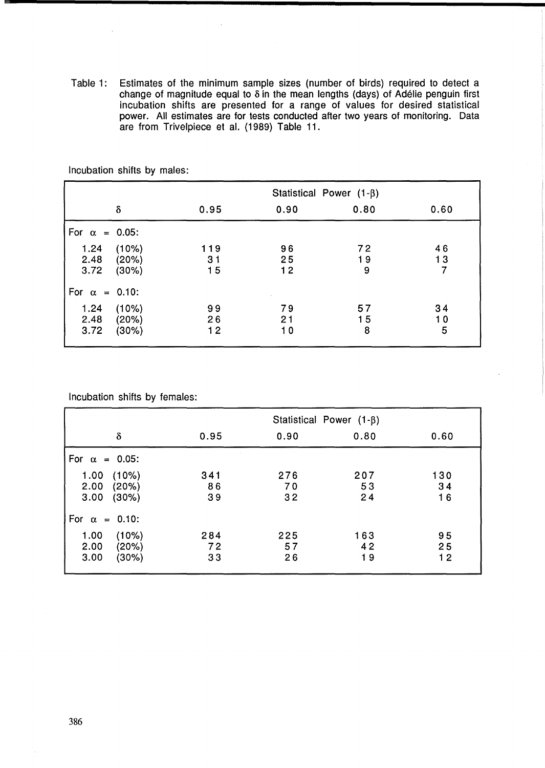Table 1: Estimates of the minimum sample sizes (number of birds) required to detect a change of magnitude equal to $\delta$ in the mean lengths (days) of Adélie penguin first incubation shifts are presented for a range of values for desired statistical power. All estimates are for tests conducted after two years of monitoring. Data are from Trivelpiece et al. (1989) Table 11.

Incubation shifts by males:

| $\delta$ | Statistical Power $(1-\beta)$ | | | |
|---|---|---|---|---|
| | 0.95 | 0.90 | 0.80 | 0.60 |
| For $\alpha$ = 0.05: | | | | |
| 1.24 (10%) | 119 | 96 | 72 | 46 |
| 2.48 (20%) | 31 | 25 | 19 | 13 |
| 3.72 (30%) | 15 | 12 | 9 | 7 |
| For $\alpha$ = 0.10: | | | | |
| 1.24 (10%) | 99 | 79 | 57 | 34 |
| 2.48 (20%) | 26 | 21 | 15 | 10 |
| 3.72 (30%) | 12 | 10 | 8 | 5 |

Incubation shifts by females:

| $\delta$ | Statistical Power $(1-\beta)$ | | | |
|---|---|---|---|---|
| | 0.95 | 0.90 | 0.80 | 0.60 |
| For $\alpha$ = 0.05: | | | | |
| 1.00 (10%) | 341 | 276 | 207 | 130 |
| 2.00 (20%) | 86 | 70 | 53 | 34 |
| 3.00 (30%) | 39 | 32 | 24 | 16 |
| For $\alpha$ = 0.10: | | | | |
| 1.00 (10%) | 284 | 225 | 163 | 95 |
| 2.00 (20%) | 72 | 57 | 42 | 25 |
| 3.00 (30%) | 33 | 26 | 19 | 12 |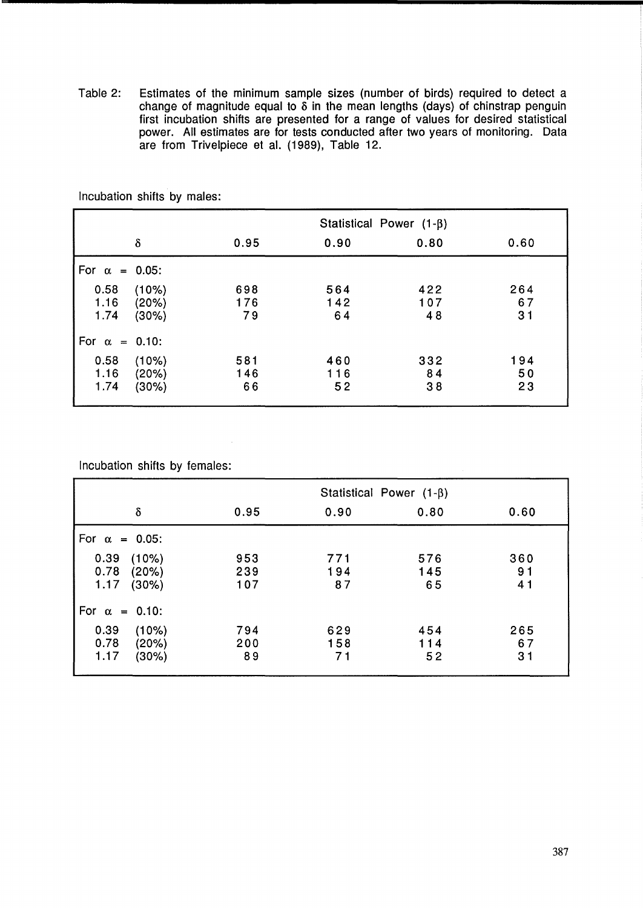Table 2: Estimates of the minimum sample sizes (number of birds) required to detect a change of magnitude equal to $\delta$ in the mean lengths (days) of chinstrap penguin first incubation shifts are presented for a range of values for desired statistical power. All estimates are for tests conducted after two years of monitoring. Data are from Trivelpiece et al. (1989), Table 12.

Incubation shifts by males:

| $\delta$ | Statistical Power ($1-\beta$) | | | |
|---|---|---|---|---|
| | 0.95 | 0.90 | 0.80 | 0.60 |
| For $\alpha$ = 0.05: | | | | |
| 0.58 (10%) | 698 | 564 | 422 | 264 |
| 1.16 (20%) | 176 | 142 | 107 | 67 |
| 1.74 (30%) | 79 | 64 | 48 | 31 |
| For $\alpha$ = 0.10: | | | | |
| 0.58 (10%) | 581 | 460 | 332 | 194 |
| 1.16 (20%) | 146 | 116 | 84 | 50 |
| 1.74 (30%) | 66 | 52 | 38 | 23 |

Incubation shifts by females:

| $\delta$ | Statistical Power ($1-\beta$) | | | |
|---|---|---|---|---|
| | 0.95 | 0.90 | 0.80 | 0.60 |
| For $\alpha$ = 0.05: | | | | |
| 0.39 (10%) | 953 | 771 | 576 | 360 |
| 0.78 (20%) | 239 | 194 | 145 | 91 |
| 1.17 (30%) | 107 | 87 | 65 | 41 |
| For $\alpha$ = 0.10: | | | | |
| 0.39 (10%) | 794 | 629 | 454 | 265 |
| 0.78 (20%) | 200 | 158 | 114 | 67 |
| 1.17 (30%) | 89 | 71 | 52 | 31 |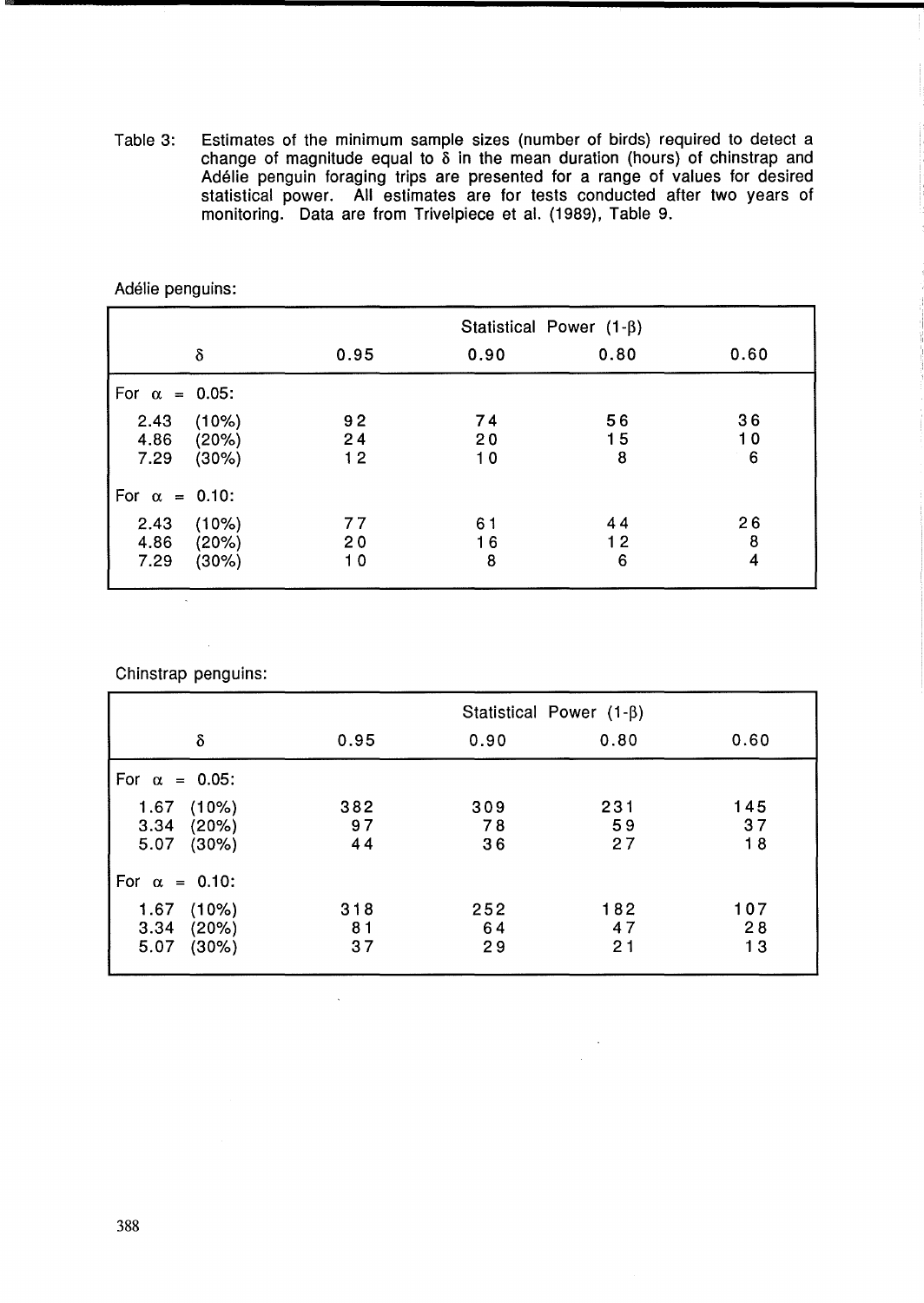Table 3: Estimates of the minimum sample sizes (number of birds) required to detect a change of magnitude equal to $\delta$ in the mean duration (hours) of chinstrap and Adélie penguin foraging trips are presented for a range of values for desired statistical power. All estimates are for tests conducted after two years of monitoring. Data are from Trivelpiece et al. (1989), Table 9.

Adélie penguins:

| $\delta$ | Statistical Power $(1-\beta)$ 0.95 | 0.90 | 0.80 | 0.60 |
|---|---|---|---|---|
| For $\alpha$ = 0.05: | | | | |
| 2.43 (10%) | 92 | 74 | 56 | 36 |
| 4.86 (20%) | 24 | 20 | 15 | 10 |
| 7.29 (30%) | 12 | 10 | 8 | 6 |
| For $\alpha$ = 0.10: | | | | |
| 2.43 (10%) | 77 | 61 | 44 | 26 |
| 4.86 (20%) | 20 | 16 | 12 | 8 |
| 7.29 (30%) | 10 | 8 | 6 | 4 |

Chinstrap penguins:

| $\delta$ | Statistical Power $(1-\beta)$ 0.95 | 0.90 | 0.80 | 0.60 |
|---|---|---|---|---|
| For $\alpha$ = 0.05: | | | | |
| 1.67 (10%) | 382 | 309 | 231 | 145 |
| 3.34 (20%) | 97 | 78 | 59 | 37 |
| 5.07 (30%) | 44 | 36 | 27 | 18 |
| For $\alpha$ = 0.10: | | | | |
| 1.67 (10%) | 318 | 252 | 182 | 107 |
| 3.34 (20%) | 81 | 64 | 47 | 28 |
| 5.07 (30%) | 37 | 29 | 21 | 13 |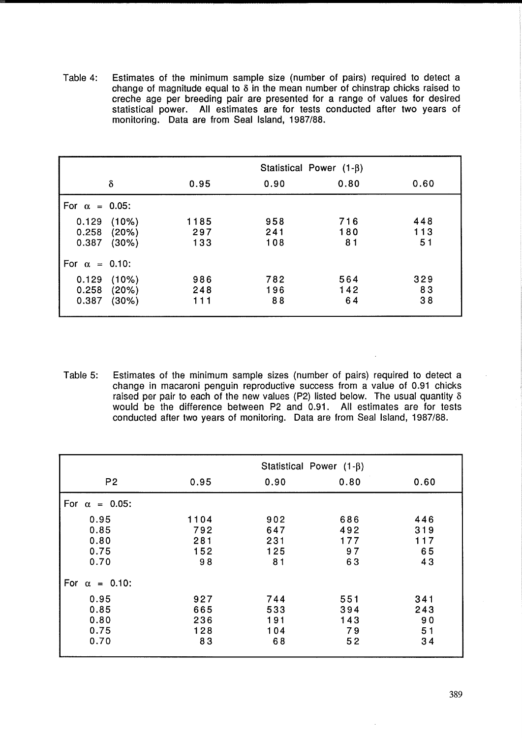Table 4: Estimates of the minimum sample size (number of pairs) required to detect a change of magnitude equal to $\delta$ in the mean number of chinstrap chicks raised to creche age per breeding pair are presented for a range of values for desired statistical power. All estimates are for tests conducted after two years of monitoring. Data are from Seal Island, 1987/88.

| | Statistical Power $(1-\beta)$ | | | |
|---|---|---|---|---|
| $\delta$ | 0.95 | 0.90 | 0.80 | 0.60 |
| For $\alpha$ = 0.05: | | | | |
| 0.129 (10%) | 1185 | 958 | 716 | 448 |
| 0.258 (20%) | 297 | 241 | 180 | 113 |
| 0.387 (30%) | 133 | 108 | 81 | 51 |
| For $\alpha$ = 0.10: | | | | |
| 0.129 (10%) | 986 | 782 | 564 | 329 |
| 0.258 (20%) | 248 | 196 | 142 | 83 |
| 0.387 (30%) | 111 | 88 | 64 | 38 |

Table 5: Estimates of the minimum sample sizes (number of pairs) required to detect a change in macaroni penguin reproductive success from a value of 0.91 chicks raised per pair to each of the new values (P2) listed below. The usual quantity $\delta$ would be the difference between P2 and 0.91. All estimates are for tests conducted after two years of monitoring. Data are from Seal Island, 1987/88.

| | Statistical Power $(1-\beta)$ | | | |
|---|---|---|---|---|
| P2 | 0.95 | 0.90 | 0.80 | 0.60 |
| For $\alpha$ = 0.05: | | | | |
| 0.95 | 1104 | 902 | 686 | 446 |
| 0.85 | 792 | 647 | 492 | 319 |
| 0.80 | 281 | 231 | 177 | 117 |
| 0.75 | 152 | 125 | 97 | 65 |
| 0.70 | 98 | 81 | 63 | 43 |
| For $\alpha$ = 0.10: | | | | |
| 0.95 | 927 | 744 | 551 | 341 |
| 0.85 | 665 | 533 | 394 | 243 |
| 0.80 | 236 | 191 | 143 | 90 |
| 0.75 | 128 | 104 | 79 | 51 |
| 0.70 | 83 | 68 | 52 | 34 |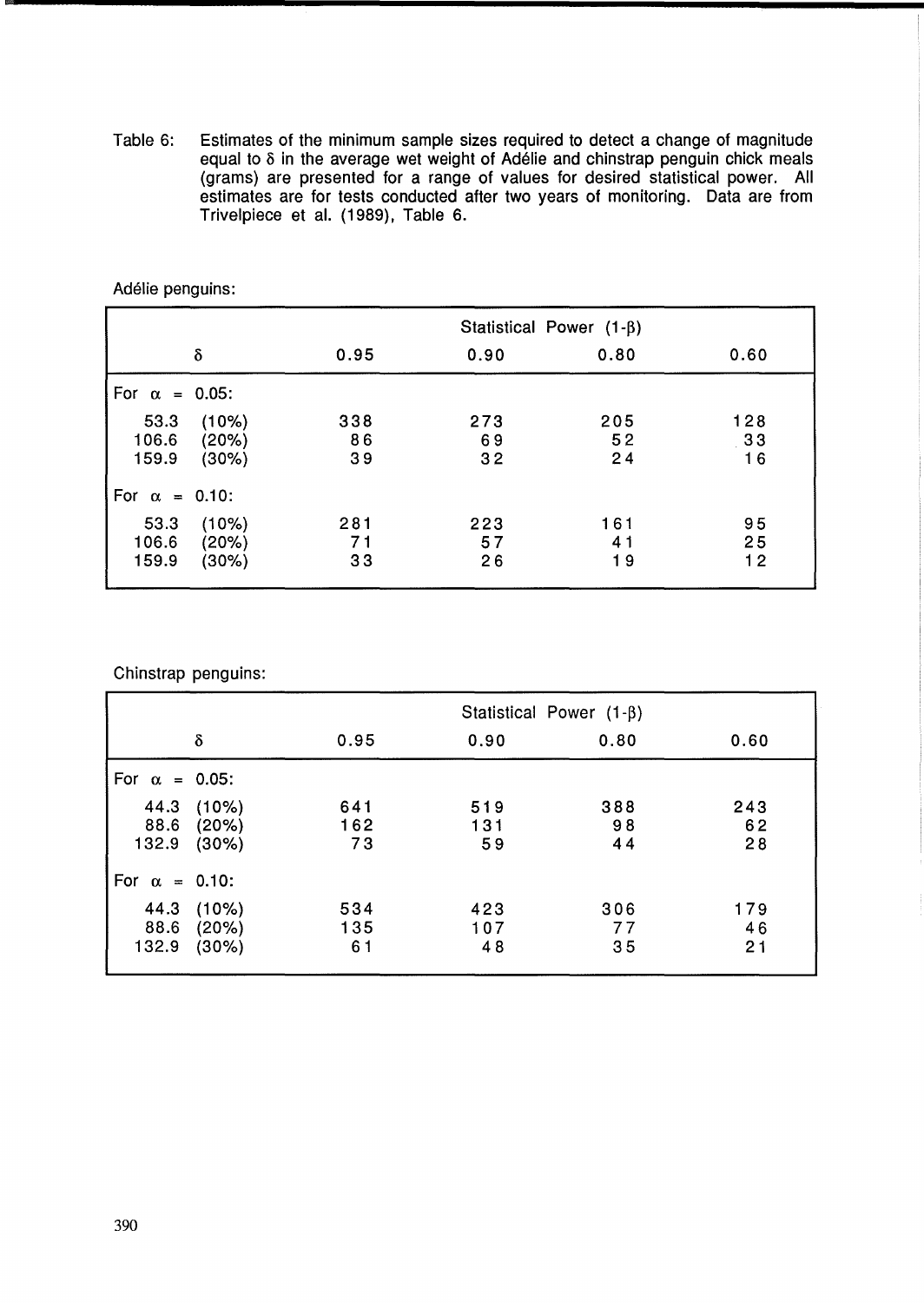Table 6: Estimates of the minimum sample sizes required to detect a change of magnitude equal to $\delta$ in the average wet weight of Adélie and chinstrap penguin chick meals (grams) are presented for a range of values for desired statistical power. All estimates are for tests conducted after two years of monitoring. Data are from Trivelpiece et al. (1989), Table 6.

Adélie penguins:

| $\delta$ | Statistical Power $(1-\beta)$ 0.95 | 0.90 | 0.80 | 0.60 |
|---|---|---|---|---|
| For $\alpha$ = 0.05: | | | | |
| 53.3 (10%) | 338 | 273 | 205 | 128 |
| 106.6 (20%) | 86 | 69 | 52 | 33 |
| 159.9 (30%) | 39 | 32 | 24 | 16 |
| For $\alpha$ = 0.10: | | | | |
| 53.3 (10%) | 281 | 223 | 161 | 95 |
| 106.6 (20%) | 71 | 57 | 41 | 25 |
| 159.9 (30%) | 33 | 26 | 19 | 12 |

Chinstrap penguins:

| $\delta$ | Statistical Power $(1-\beta)$ 0.95 | 0.90 | 0.80 | 0.60 |
|---|---|---|---|---|
| For $\alpha$ = 0.05: | | | | |
| 44.3 (10%) | 641 | 519 | 388 | 243 |
| 88.6 (20%) | 162 | 131 | 98 | 62 |
| 132.9 (30%) | 73 | 59 | 44 | 28 |
| For $\alpha$ = 0.10: | | | | |
| 44.3 (10%) | 534 | 423 | 306 | 179 |
| 88.6 (20%) | 135 | 107 | 77 | 46 |
| 132.9 (30%) | 61 | 48 | 35 | 21 |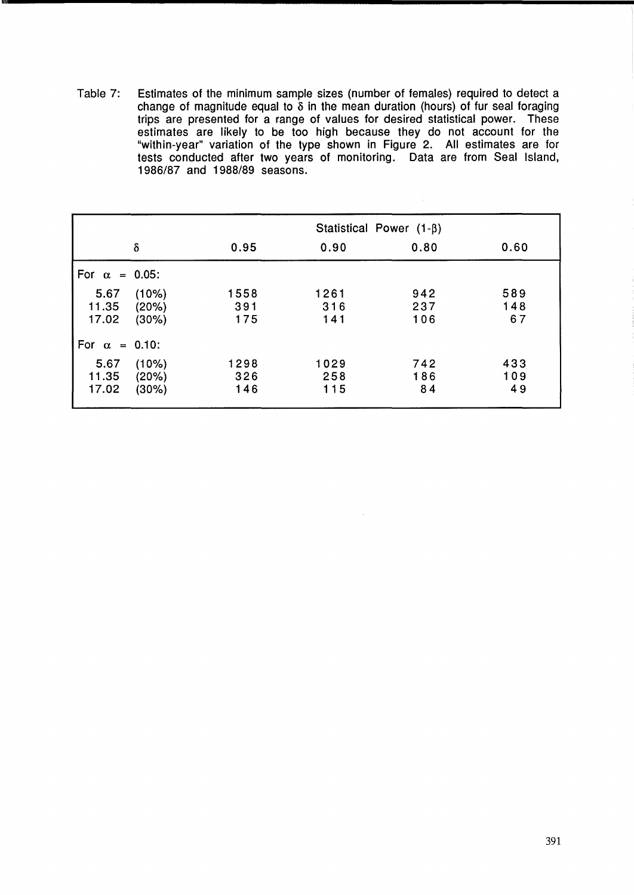Table 7: Estimates of the minimum sample sizes (number of females) required to detect a change of magnitude equal to $\delta$ in the mean duration (hours) of fur seal foraging trips are presented for a range of values for desired statistical power. These estimates are likely to be too high because they do not account for the "within-year" variation of the type shown in Figure 2. All estimates are for tests conducted after two years of monitoring. Data are from Seal Island, 1986/87 and 1988/89 seasons.

| | Statistical Power $(1-\beta)$ | | | |
|---|---|---|---|---|
| $\delta$ | 0.95 | 0.90 | 0.80 | 0.60 |
| For $\alpha$ = 0.05: | | | | |
| 5.67 (10%) | 1558 | 1261 | 942 | 589 |
| 11.35 (20%) | 391 | 316 | 237 | 148 |
| 17.02 (30%) | 175 | 141 | 106 | 67 |
| For $\alpha$ = 0.10: | | | | |
| 5.67 (10%) | 1298 | 1029 | 742 | 433 |
| 11.35 (20%) | 326 | 258 | 186 | 109 |
| 17.02 (30%) | 146 | 115 | 84 | 49 |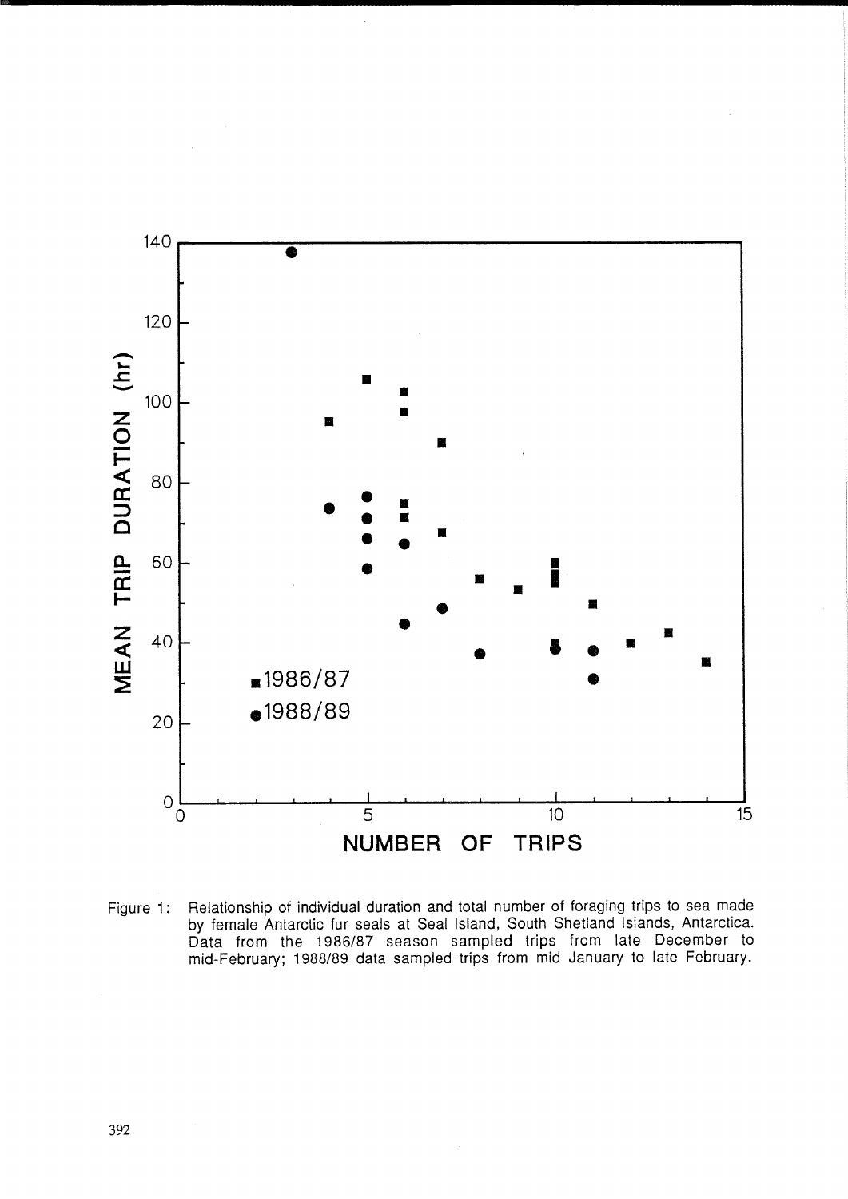Figure 1: Relationship of individual duration and total number of foraging trips to sea made by female Antarctic fur seals at Seal Island, South Shetland Islands, Antarctica. Data from the 1986/87 season sampled trips from late December to mid-February; 1988/89 data sampled trips from mid January to late February.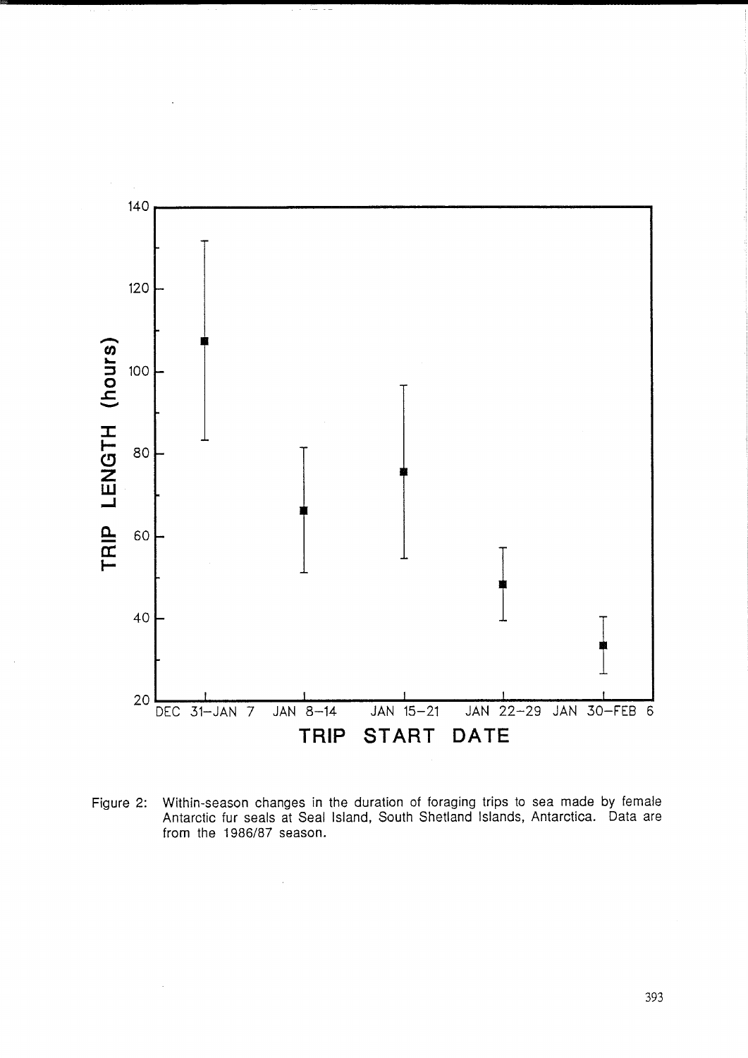Figure 2: Within-season changes in the duration of foraging trips to sea made by female Antarctic fur seals at Seal Island, South Shetland Islands, Antarctica. Data are from the 1986/87 season.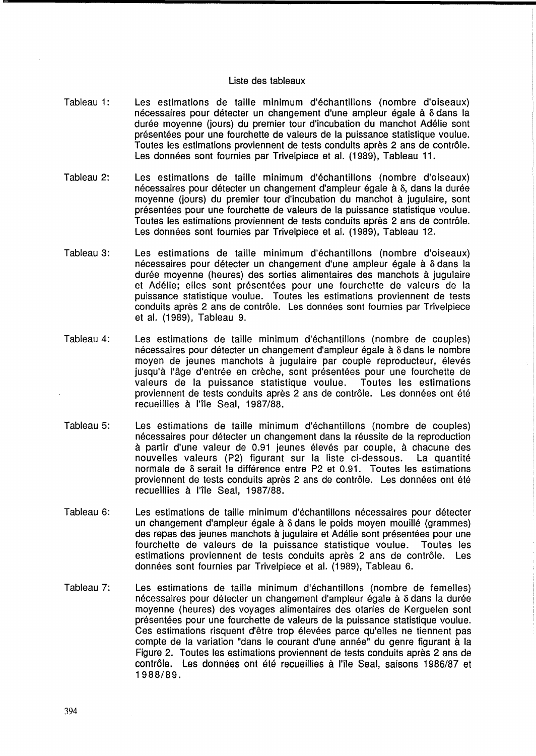Liste des tableaux

Tableau 1: Les estimations de taille minimum d'échantillons (nombre d'oiseaux) nécessaires pour détecter un changement d'une ampleur égale à $\delta$ dans la durée moyenne (jours) du premier tour d'incubation du manchot Adélie sont présentées pour une fourchette de valeurs de la puissance statistique voulue. Toutes les estimations proviennent de tests conduits après 2 ans de contrôle. Les données sont fournies par Trivelpiece et al. (1989), Tableau 11.

Tableau 2: Les estimations de taille minimum d'échantillons (nombre d'oiseaux) nécessaires pour détecter un changement d'ampleur égale à $\delta$, dans la durée moyenne (jours) du premier tour d'incubation du manchot à jugulaire, sont présentées pour une fourchette de valeurs de la puissance statistique voulue. Toutes les estimations proviennent de tests conduits après 2 ans de contrôle. Les données sont fournies par Trivelpiece et al. (1989), Tableau 12.

Tableau 3: Les estimations de taille minimum d'échantillons (nombre d'oiseaux) nécessaires pour détecter un changement d'une ampleur égale à $\delta$ dans la durée moyenne (heures) des sorties alimentaires des manchots à jugulaire et Adélie; elles sont présentées pour une fourchette de valeurs de la puissance statistique voulue. Toutes les estimations proviennent de tests conduits après 2 ans de contrôle. Les données sont fournies par Trivelpiece et al. (1989), Tableau 9.

Tableau 4: Les estimations de taille minimum d'échantillons (nombre de couples) nécessaires pour détecter un changement d'ampleur égale à $\delta$ dans le nombre moyen de jeunes manchots à jugulaire par couple reproducteur, élevés jusqu'à l'âge d'entrée en crèche, sont présentées pour une fourchette de valeurs de la puissance statistique voulue. Toutes les estimations proviennent de tests conduits après 2 ans de contrôle. Les données ont été recueillies à l'île Seal, 1987/88.

Tableau 5: Les estimations de taille minimum d'échantillons (nombre de couples) nécessaires pour détecter un changement dans la réussite de la reproduction à partir d'une valeur de 0.91 jeunes élevés par couple, à chacune des nouvelles valeurs (P2) figurant sur la liste ci-dessous. La quantité normale de $\delta$ serait la différence entre P2 et 0.91. Toutes les estimations proviennent de tests conduits après 2 ans de contrôle. Les données ont été recueillies à l'île Seal, 1987/88.

Tableau 6: Les estimations de taille minimum d'échantillons nécessaires pour détecter un changement d'ampleur égale à $\delta$ dans le poids moyen mouillé (grammes) des repas des jeunes manchots à jugulaire et Adélie sont présentées pour une fourchette de valeurs de la puissance statistique voulue. Toutes les estimations proviennent de tests conduits après 2 ans de contrôle. Les données sont fournies par Trivelpiece et al. (1989), Tableau 6.

Tableau 7: Les estimations de taille minimum d'échantillons (nombre de femelles) nécessaires pour détecter un changement d'ampleur égale à $\delta$ dans la durée moyenne (heures) des voyages alimentaires des otaries de Kerguelen sont présentées pour une fourchette de valeurs de la puissance statistique voulue. Ces estimations risquent d'être trop élevées parce qu'elles ne tiennent pas compte de la variation "dans le courant d'une année" du genre figurant à la Figure 2. Toutes les estimations proviennent de tests conduits après 2 ans de contrôle. Les données ont été recueillies à l'île Seal, saisons 1986/87 et 1988/89.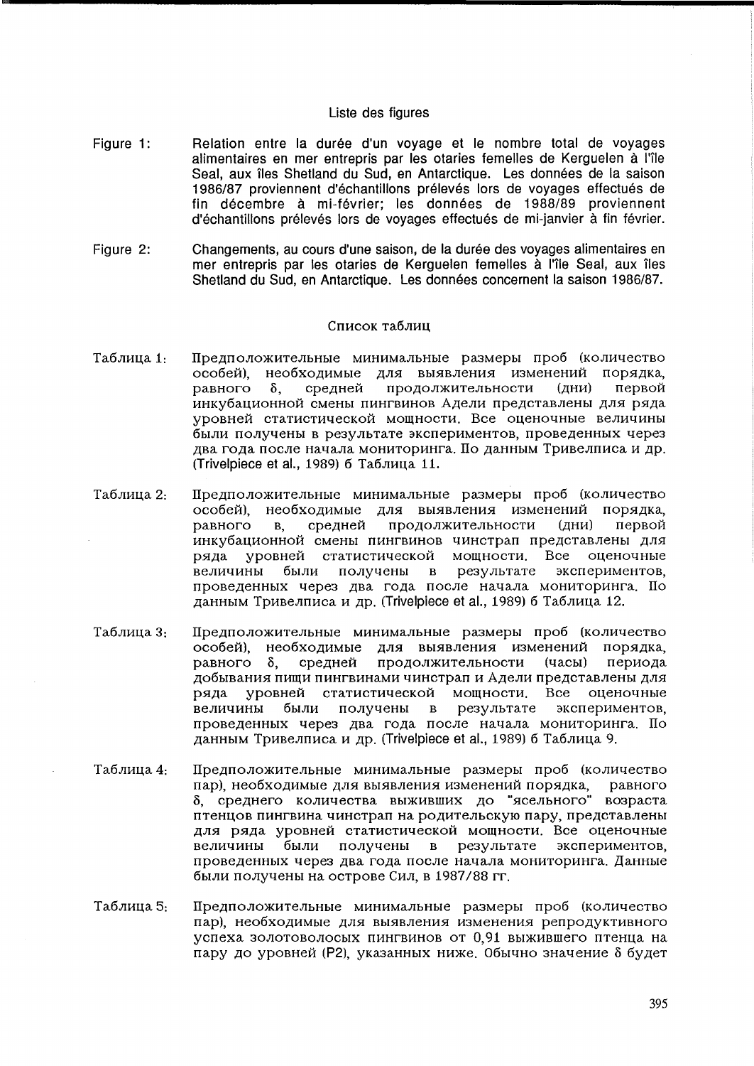## Liste des figures

Figure 1: Relation entre la durée d'un voyage et le nombre total de voyages alimentaires en mer entrepris par les otaries femelles de Kerguelen à l'île Seal, aux îles Shetland du Sud, en Antarctique. Les données de la saison 1986/87 proviennent d'échantillons prélevés lors de voyages effectués de fin décembre à mi-février; les données de 1988/89 proviennent d'échantillons prélevés lors de voyages effectués de mi-janvier à fin février.

Figure 2: Changements, au cours d'une saison, de la durée des voyages alimentaires en mer entrepris par les otaries de Kerguelen femelles à l'île Seal, aux îles Shetland du Sud, en Antarctique. Les données concernent la saison 1986/87.

## Список таблиц

Таблица 1: Предположительные минимальные размеры проб (количество особей), необходимые для выявления изменений порядка, равного δ, средней продолжительности (дни) первой инкубационной смены пингвинов Адели представлены для ряда уровней статистической мощности. Все оценочные величины были получены в результате экспериментов, проведенных через два года после начала мониторинга. По данным Тривелписа и др. (Trivelpiece et al., 1989) б Таблица 11.

Таблица 2: Предположительные минимальные размеры проб (количество особей), необходимые для выявления изменений порядка, равного в, средней продолжительности (дни) первой инкубационной смены пингвинов чинстрап представлены для ряда уровней статистической мощности. Все оценочные величины были получены в результате экспериментов, проведенных через два года после начала мониторинга. По данным Тривелписа и др. (Trivelpiece et al., 1989) б Таблица 12.

Таблица 3: Предположительные минимальные размеры проб (количество особей), необходимые для выявления изменений порядка, равного δ, средней продолжительности (часы) периода добывания пищи пингвинами чинстрап и Адели представлены для ряда уровней статистической мощности. Все оценочные величины были получены в результате экспериментов, проведенных через два года после начала мониторинга. По данным Тривелписа и др. (Trivelpiece et al., 1989) б Таблица 9.

Таблица 4: Предположительные минимальные размеры проб (количество пар), необходимые для выявления изменений порядка, равного δ, среднего количества выживших до "ясельного" возраста птенцов пингвина чинстрап на родительскую пару, представлены для ряда уровней статистической мощности. Все оценочные величины были получены в результате экспериментов, проведенных через два года после начала мониторинга. Данные были получены на острове Сил, в 1987/88 гг.

Таблица 5: Предположительные минимальные размеры проб (количество пар), необходимые для выявления изменения репродуктивного успеха золотоволосых пингвинов от 0,91 выжившего птенца на пару до уровней (P2), указанных ниже. Обычно значение δ будет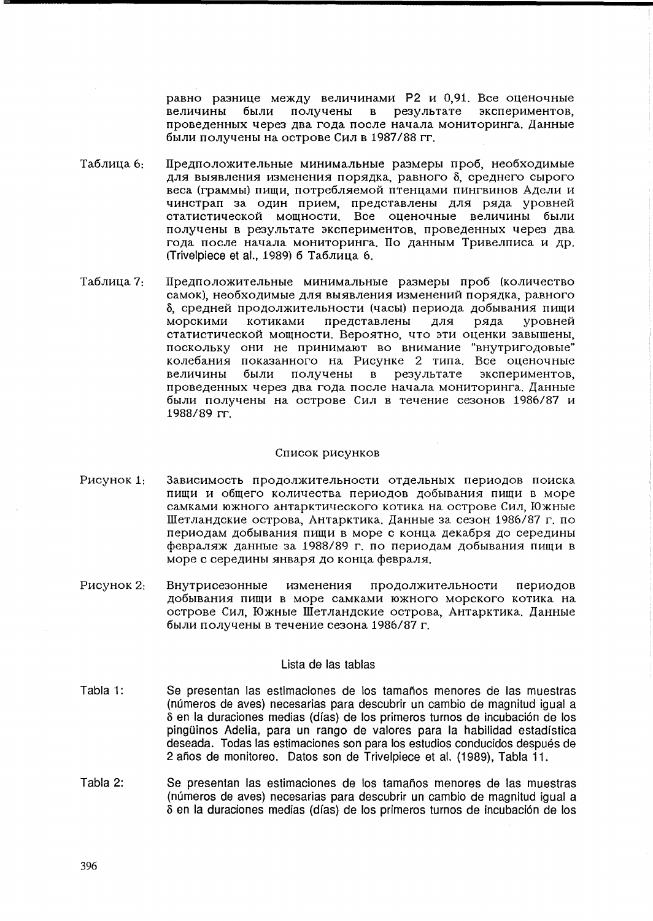равно разнице между величинами P2 и 0,91. Все оценочные величины были получены в результате экспериментов, проведенных через два года после начала мониторинга. Данные были получены на острове Сил в 1987/88 гг.

Таблица 6: Предположительные минимальные размеры проб, необходимые для выявления изменения порядка, равного δ, среднего сырого веса (граммы) пищи, потребляемой птенцами пингвинов Адели и чинстрап за один прием, представлены для ряда уровней статистической мощности. Все оценочные величины были получены в результате экспериментов, проведенных через два года после начала мониторинга. По данным Тривелписа и др. (Trivelpiece et al., 1989) б Таблица 6.

Таблица 7: Предположительные минимальные размеры проб (количество самок), необходимые для выявления изменений порядка, равного δ, средней продолжительности (часы) периода добывания пищи морскими котиками представлены для ряда уровней статистической мощности. Вероятно, что эти оценки завышены, поскольку они не принимают во внимание "внутригодовые" колебания показанного на Рисунке 2 типа. Все оценочные величины были получены в результате экспериментов, проведенных через два года после начала мониторинга. Данные были получены на острове Сил в течение сезонов 1986/87 и 1988/89 гг.

## Список рисунков

Рисунок 1: Зависимость продолжительности отдельных периодов поиска пищи и общего количества периодов добывания пищи в море самками южного антарктического котика на острове Сил, Южные Шетландские острова, Антарктика. Данные за сезон 1986/87 г. по периодам добывания пищи в море с конца декабря до середины февраляж данные за 1988/89 г. по периодам добывания пищи в море с середины января до конца февраля.

Рисунок 2: Внутрисезонные изменения продолжительности периодов добывания пищи в море самками южного морского котика на острове Сил, Южные Шетландские острова, Антарктика. Данные были получены в течение сезона 1986/87 г.

## Lista de las tablas

Tabla 1: Se presentan las estimaciones de los tamaños menores de las muestras (números de aves) necesarias para descubrir un cambio de magnitud igual a δ en la duraciones medias (días) de los primeros turnos de incubación de los pingüinos Adelia, para un rango de valores para la habilidad estadística deseada. Todas las estimaciones son para los estudios conducidos después de 2 años de monitoreo. Datos son de Trivelpiece et al. (1989), Tabla 11.

Tabla 2: Se presentan las estimaciones de los tamaños menores de las muestras (números de aves) necesarias para descubrir un cambio de magnitud igual a δ en la duraciones medias (días) de los primeros turnos de incubación de los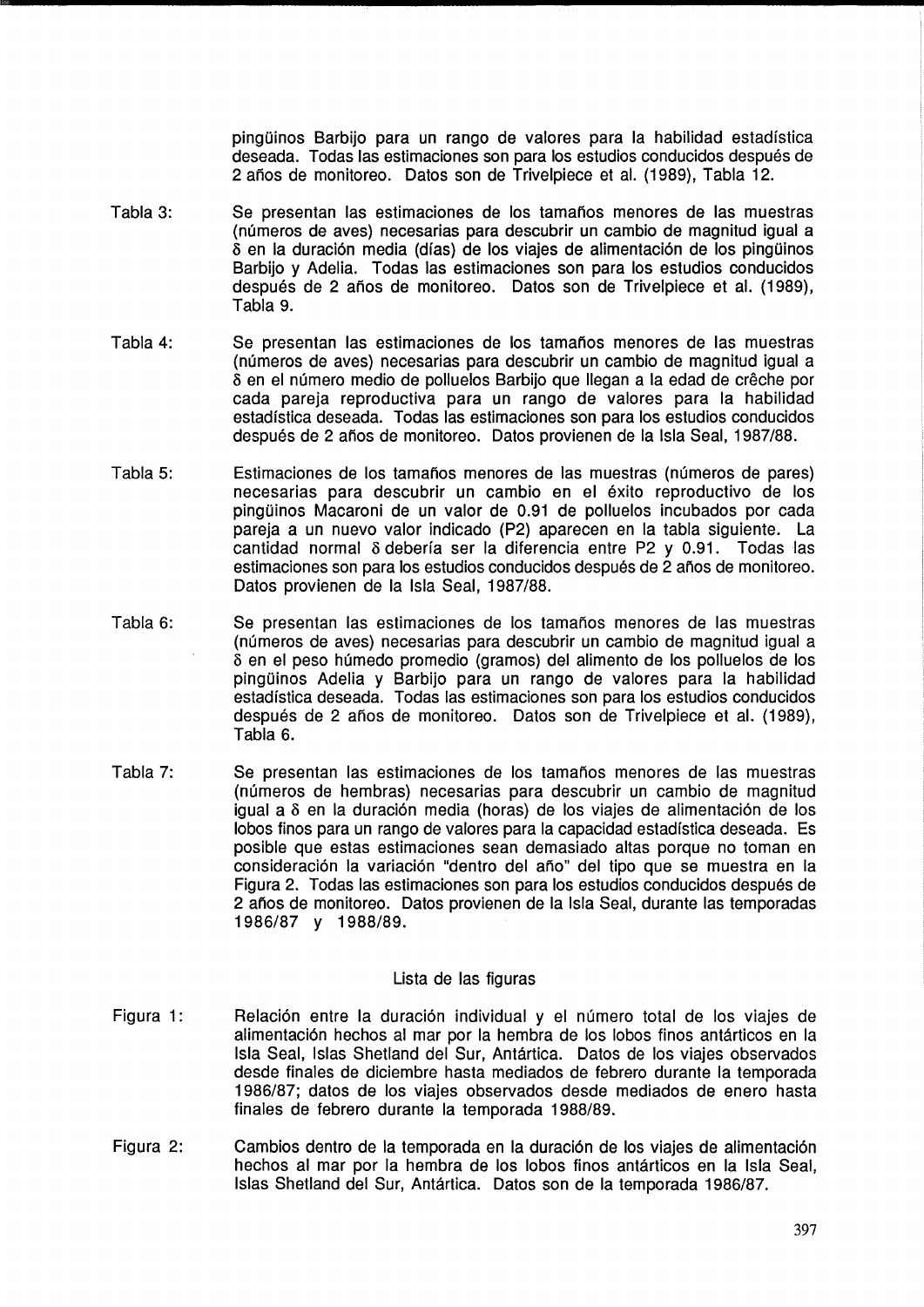pingüinos Barbijo para un rango de valores para la habilidad estadística deseada. Todas las estimaciones son para los estudios conducidos después de 2 años de monitoreo. Datos son de Trivelpiece et al. (1989), Tabla 12.

Tabla 3: Se presentan las estimaciones de los tamaños menores de las muestras (números de aves) necesarias para descubrir un cambio de magnitud igual a $\delta$ en la duración media (días) de los viajes de alimentación de los pingüinos Barbijo y Adelia. Todas las estimaciones son para los estudios conducidos después de 2 años de monitoreo. Datos son de Trivelpiece et al. (1989), Tabla 9.

Tabla 4: Se presentan las estimaciones de los tamaños menores de las muestras (números de aves) necesarias para descubrir un cambio de magnitud igual a $\delta$ en el número medio de polluelos Barbijo que llegan a la edad de crêche por cada pareja reproductiva para un rango de valores para la habilidad estadística deseada. Todas las estimaciones son para los estudios conducidos después de 2 años de monitoreo. Datos provienen de la Isla Seal, 1987/88.

Tabla 5: Estimaciones de los tamaños menores de las muestras (números de pares) necesarias para descubrir un cambio en el éxito reproductivo de los pingüinos Macaroni de un valor de 0.91 de polluelos incubados por cada pareja a un nuevo valor indicado (P2) aparecen en la tabla siguiente. La cantidad normal $\delta$ debería ser la diferencia entre P2 y 0.91. Todas las estimaciones son para los estudios conducidos después de 2 años de monitoreo. Datos provienen de la Isla Seal, 1987/88.

Tabla 6: Se presentan las estimaciones de los tamaños menores de las muestras (números de aves) necesarias para descubrir un cambio de magnitud igual a $\delta$ en el peso húmedo promedio (gramos) del alimento de los polluelos de los pingüinos Adelia y Barbijo para un rango de valores para la habilidad estadística deseada. Todas las estimaciones son para los estudios conducidos después de 2 años de monitoreo. Datos son de Trivelpiece et al. (1989), Tabla 6.

Tabla 7: Se presentan las estimaciones de los tamaños menores de las muestras (números de hembras) necesarias para descubrir un cambio de magnitud igual a $\delta$ en la duración media (horas) de los viajes de alimentación de los lobos finos para un rango de valores para la capacidad estadística deseada. Es posible que estas estimaciones sean demasiado altas porque no toman en consideración la variación "dentro del año" del tipo que se muestra en la Figura 2. Todas las estimaciones son para los estudios conducidos después de 2 años de monitoreo. Datos provienen de la Isla Seal, durante las temporadas 1986/87 y 1988/89.

## Lista de las figuras

Figura 1: Relación entre la duración individual y el número total de los viajes de alimentación hechos al mar por la hembra de los lobos finos antárticos en la Isla Seal, Islas Shetland del Sur, Antártica. Datos de los viajes observados desde finales de diciembre hasta mediados de febrero durante la temporada 1986/87; datos de los viajes observados desde mediados de enero hasta finales de febrero durante la temporada 1988/89.

Figura 2: Cambios dentro de la temporada en la duración de los viajes de alimentación hechos al mar por la hembra de los lobos finos antárticos en la Isla Seal, Islas Shetland del Sur, Antártica. Datos son de la temporada 1986/87.